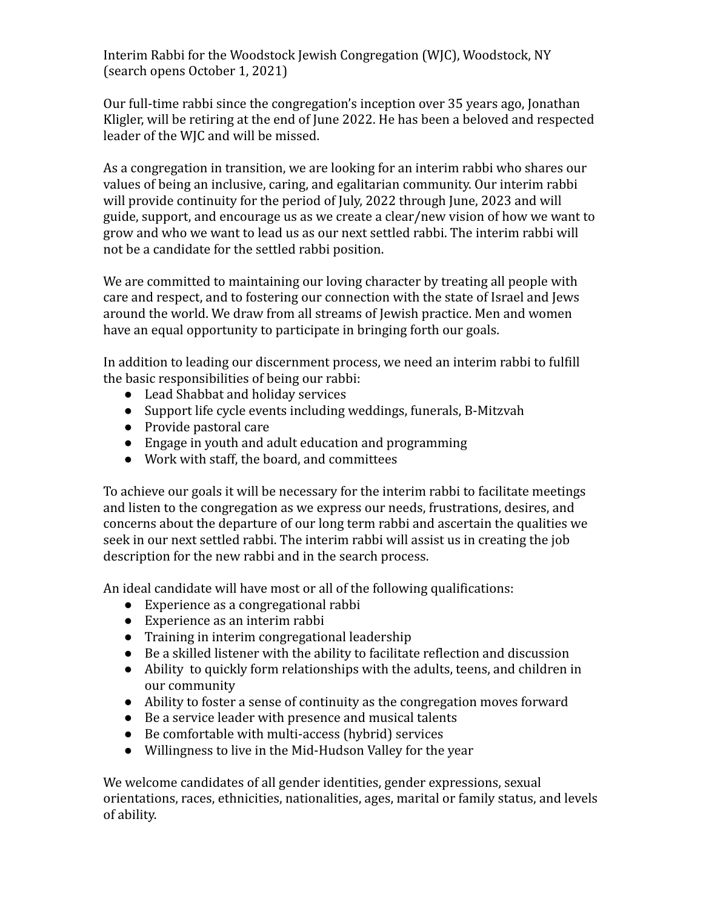Interim Rabbi for the Woodstock Jewish Congregation (WJC), Woodstock, NY
(search opens October 1, 2021)

Our full-time rabbi since the congregation's inception over 35 years ago, Jonathan Kligler, will be retiring at the end of June 2022. He has been a beloved and respected leader of the WJC and will be missed.

As a congregation in transition, we are looking for an interim rabbi who shares our values of being an inclusive, caring, and egalitarian community. Our interim rabbi will provide continuity for the period of July, 2022 through June, 2023 and will guide, support, and encourage us as we create a clear/new vision of how we want to grow and who we want to lead us as our next settled rabbi. The interim rabbi will not be a candidate for the settled rabbi position.

We are committed to maintaining our loving character by treating all people with care and respect, and to fostering our connection with the state of Israel and Jews around the world. We draw from all streams of Jewish practice. Men and women have an equal opportunity to participate in bringing forth our goals.

In addition to leading our discernment process, we need an interim rabbi to fulfill the basic responsibilities of being our rabbi:

- Lead Shabbat and holiday services
- Support life cycle events including weddings, funerals, B-Mitzvah
- Provide pastoral care
- Engage in youth and adult education and programming
- Work with staff, the board, and committees

To achieve our goals it will be necessary for the interim rabbi to facilitate meetings and listen to the congregation as we express our needs, frustrations, desires, and concerns about the departure of our long term rabbi and ascertain the qualities we seek in our next settled rabbi. The interim rabbi will assist us in creating the job description for the new rabbi and in the search process.

An ideal candidate will have most or all of the following qualifications:

- Experience as a congregational rabbi
- Experience as an interim rabbi
- Training in interim congregational leadership
- Be a skilled listener with the ability to facilitate reflection and discussion
- Ability to quickly form relationships with the adults, teens, and children in our community
- Ability to foster a sense of continuity as the congregation moves forward
- Be a service leader with presence and musical talents
- Be comfortable with multi-access (hybrid) services
- Willingness to live in the Mid-Hudson Valley for the year

We welcome candidates of all gender identities, gender expressions, sexual orientations, races, ethnicities, nationalities, ages, marital or family status, and levels of ability.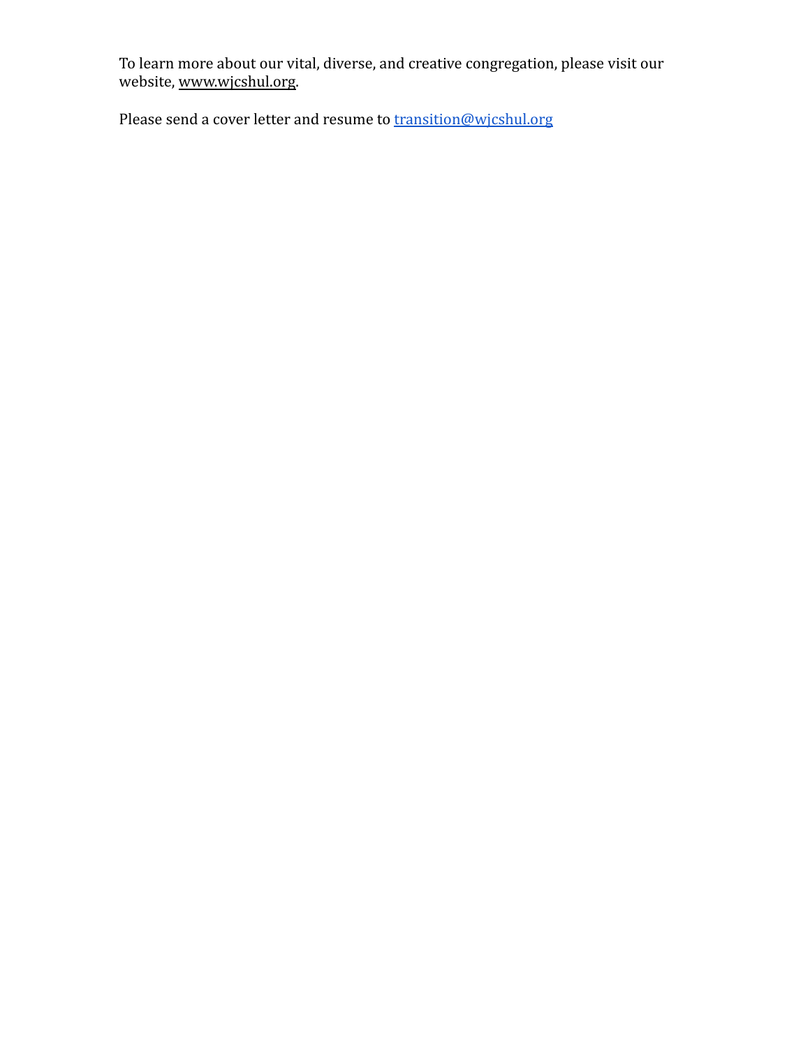To learn more about our vital, diverse, and creative congregation, please visit our website, www.wjcshul.org.

Please send a cover letter and resume to transition@wjcshul.org